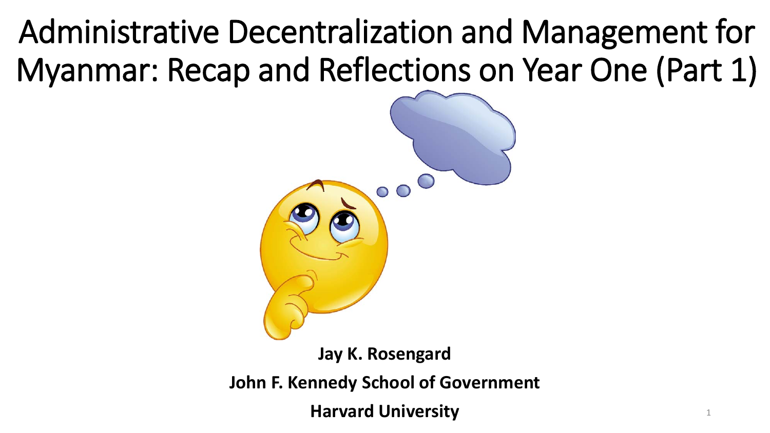# Administrative Decentralization and Management for Myanmar: Recap and Reflections on Year One (Part 1)

**Jay K. Rosengard**

**John F. Kennedy School of Government**

**Harvard University**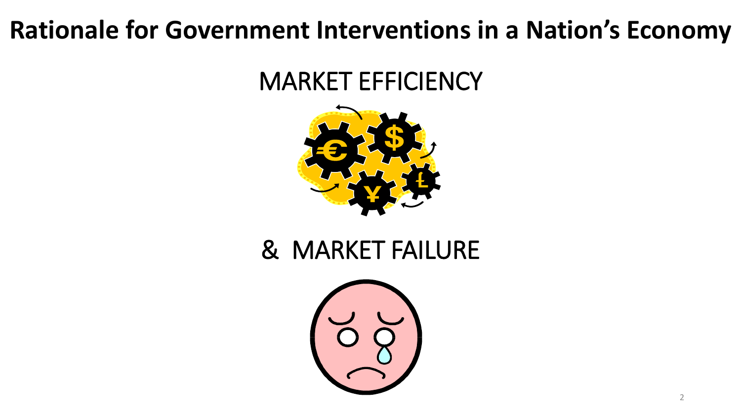# Rationale for Government Interventions in a Nation's Economy

MARKET EFFICIENCY

& MARKET FAILURE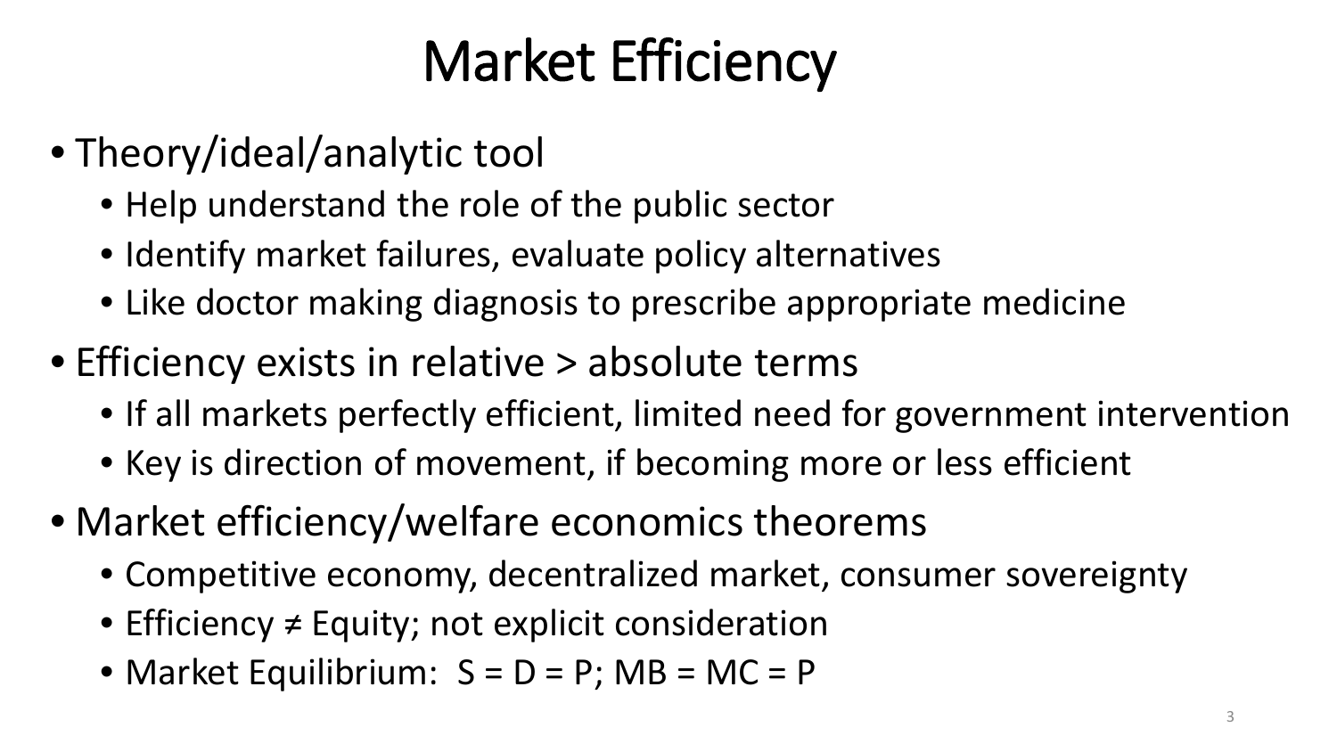# Market Efficiency

- Theory/ideal/analytic tool
  - Help understand the role of the public sector
  - Identify market failures, evaluate policy alternatives
  - Like doctor making diagnosis to prescribe appropriate medicine
- Efficiency exists in relative > absolute terms
  - If all markets perfectly efficient, limited need for government intervention
  - Key is direction of movement, if becoming more or less efficient
- Market efficiency/welfare economics theorems
  - Competitive economy, decentralized market, consumer sovereignty
  - Efficiency ≠ Equity; not explicit consideration
  - Market Equilibrium: $S = D = P$; $MB = MC = P$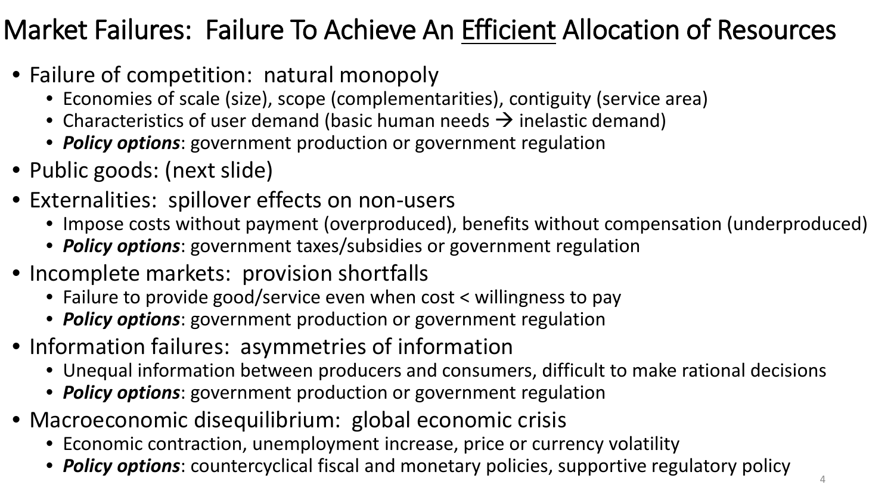# Market Failures: Failure To Achieve An Efficient Allocation of Resources

- Failure of competition: natural monopoly
  - Economies of scale (size), scope (complementarities), contiguity (service area)
  - Characteristics of user demand (basic human needs → inelastic demand)
  - ***Policy options***: government production or government regulation
- Public goods: (next slide)
- Externalities: spillover effects on non-users
  - Impose costs without payment (overproduced), benefits without compensation (underproduced)
  - ***Policy options***: government taxes/subsidies or government regulation
- Incomplete markets: provision shortfalls
  - Failure to provide good/service even when cost < willingness to pay
  - ***Policy options***: government production or government regulation
- Information failures: asymmetries of information
  - Unequal information between producers and consumers, difficult to make rational decisions
  - ***Policy options***: government production or government regulation
- Macroeconomic disequilibrium: global economic crisis
  - Economic contraction, unemployment increase, price or currency volatility
  - ***Policy options***: countercyclical fiscal and monetary policies, supportive regulatory policy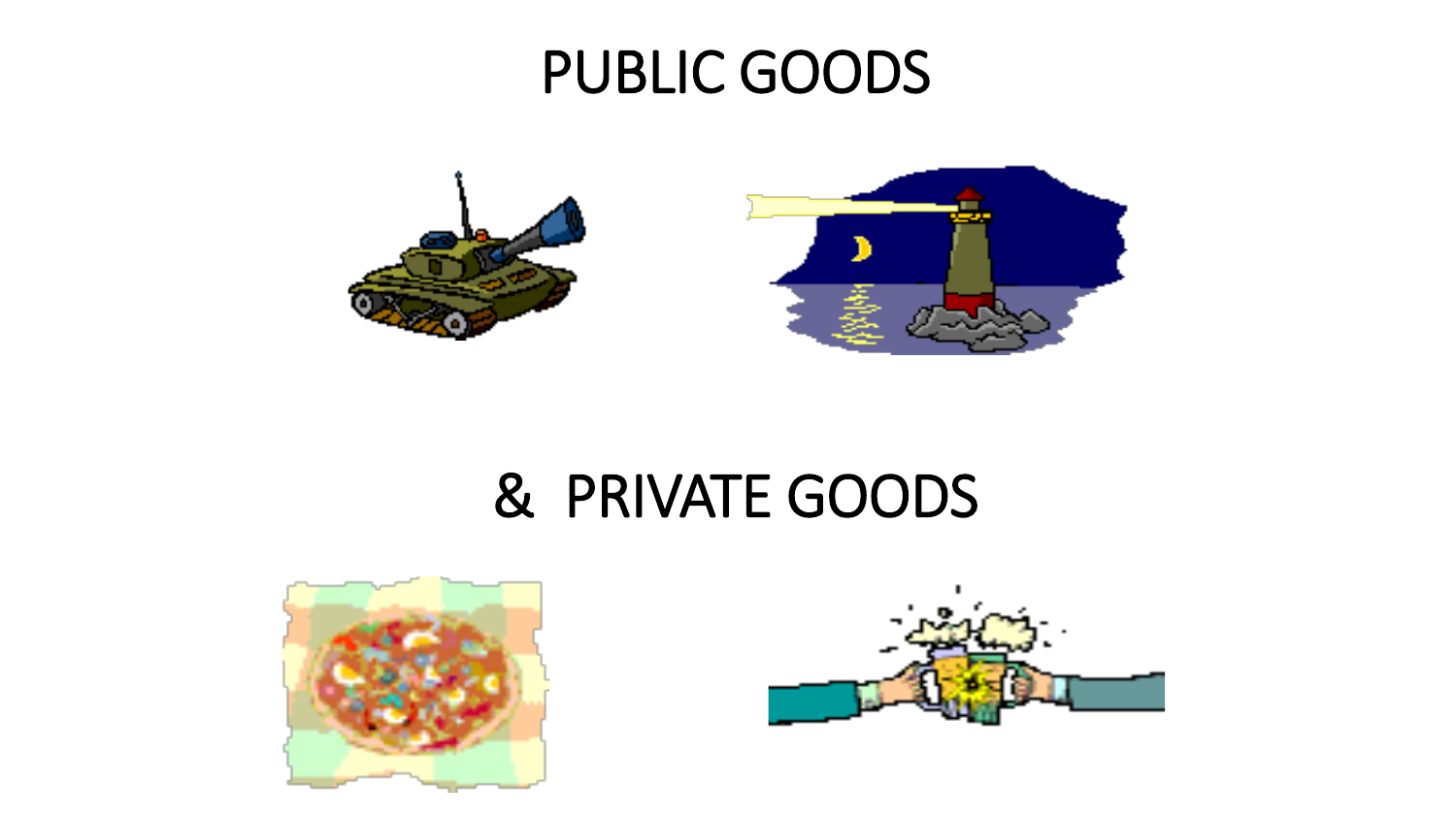# PUBLIC GOODS

# & PRIVATE GOODS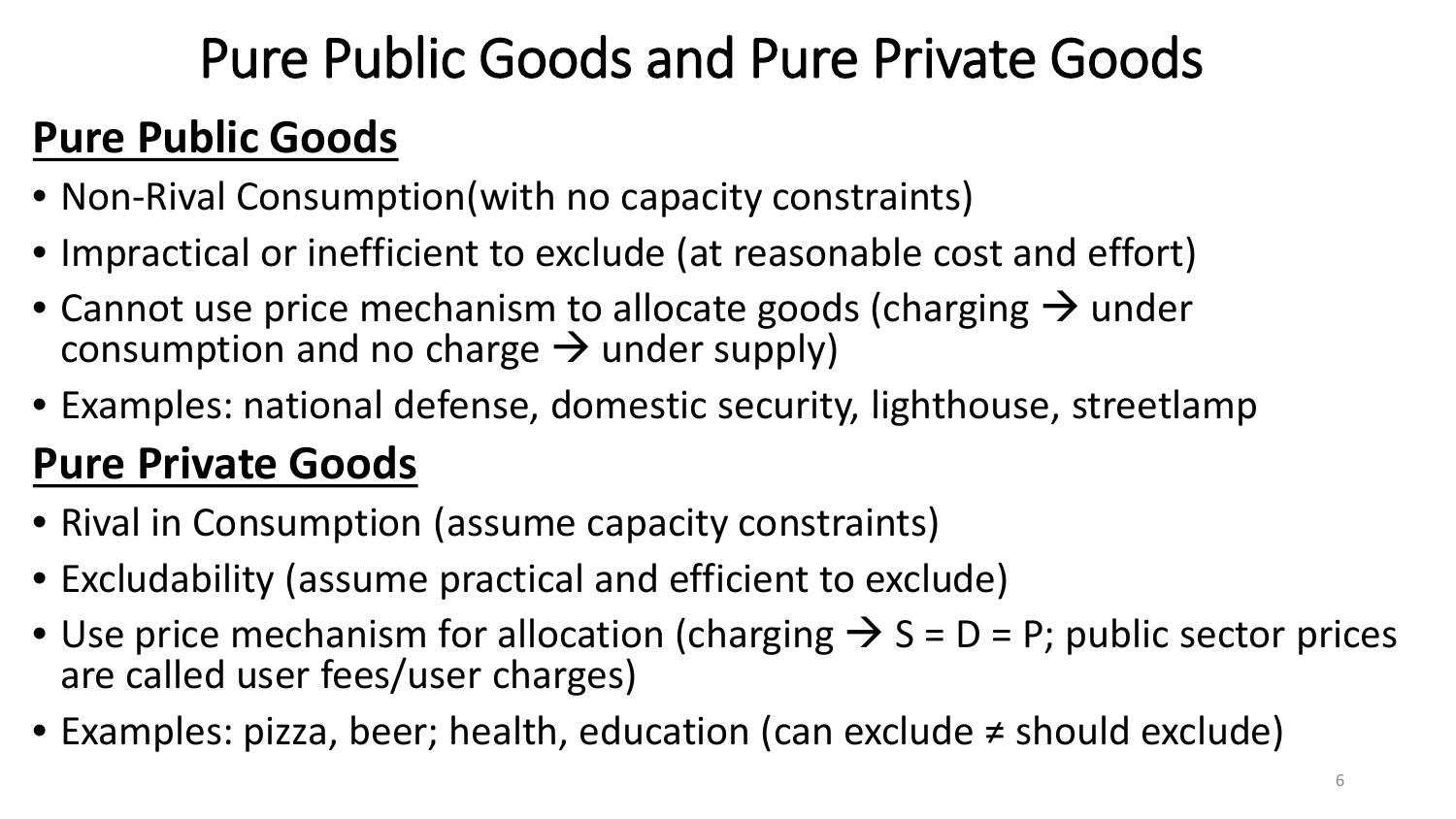# Pure Public Goods and Pure Private Goods

## **Pure Public Goods**

- Non-Rival Consumption(with no capacity constraints)
- Impractical or inefficient to exclude (at reasonable cost and effort)
- Cannot use price mechanism to allocate goods (charging → under consumption and no charge → under supply)
- Examples: national defense, domestic security, lighthouse, streetlamp

## **Pure Private Goods**

- Rival in Consumption (assume capacity constraints)
- Excludability (assume practical and efficient to exclude)
- Use price mechanism for allocation (charging → S = D = P; public sector prices are called user fees/user charges)
- Examples: pizza, beer; health, education (can exclude ≠ should exclude)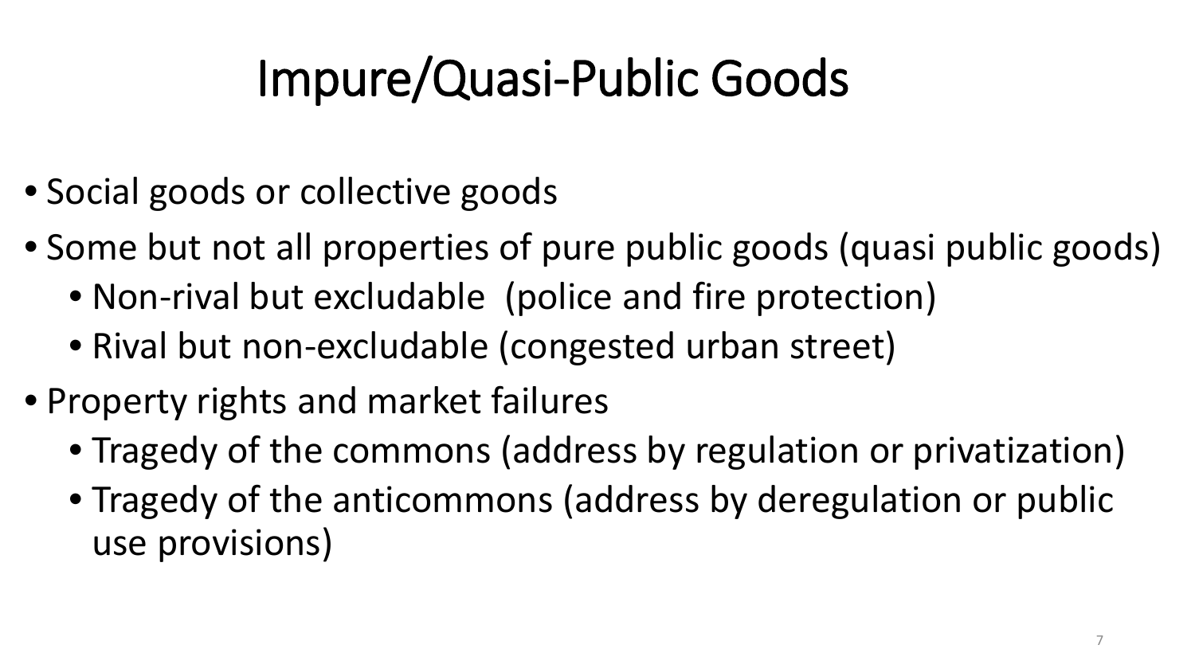# Impure/Quasi-Public Goods

- Social goods or collective goods
- Some but not all properties of pure public goods (quasi public goods)
  - Non-rival but excludable  (police and fire protection)
  - Rival but non-excludable (congested urban street)
- Property rights and market failures
  - Tragedy of the commons (address by regulation or privatization)
  - Tragedy of the anticommons (address by deregulation or public use provisions)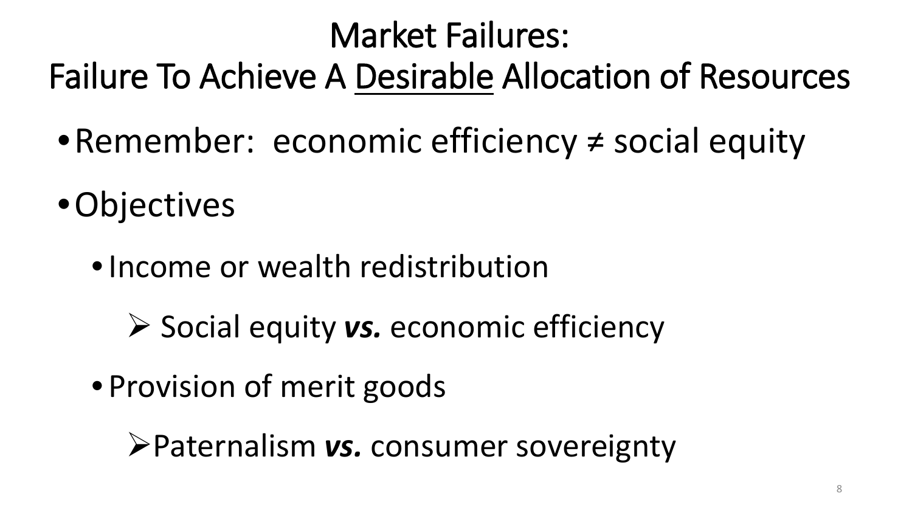# Market Failures:
# Failure To Achieve A <u>Desirable</u> Allocation of Resources

- Remember: economic efficiency ≠ social equity
- Objectives
  - Income or wealth redistribution
    - Social equity ***vs.*** economic efficiency
  - Provision of merit goods
    - Paternalism ***vs.*** consumer sovereignty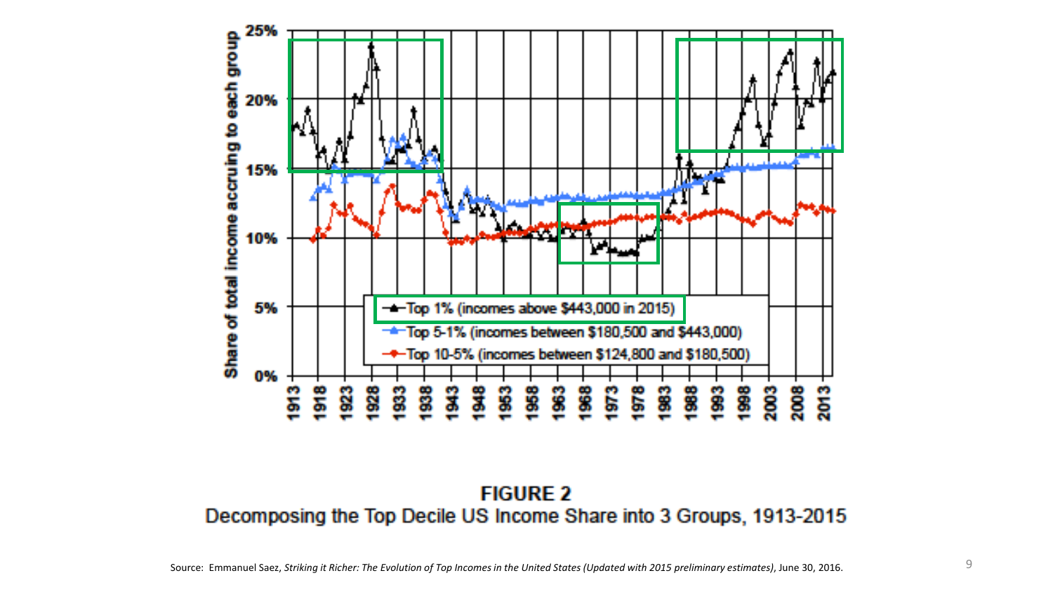**FIGURE 2**
Decomposing the Top Decile US Income Share into 3 Groups, 1913-2015

Source: Emmanuel Saez, *Striking it Richer: The Evolution of Top Incomes in the United States (Updated with 2015 preliminary estimates)*, June 30, 2016.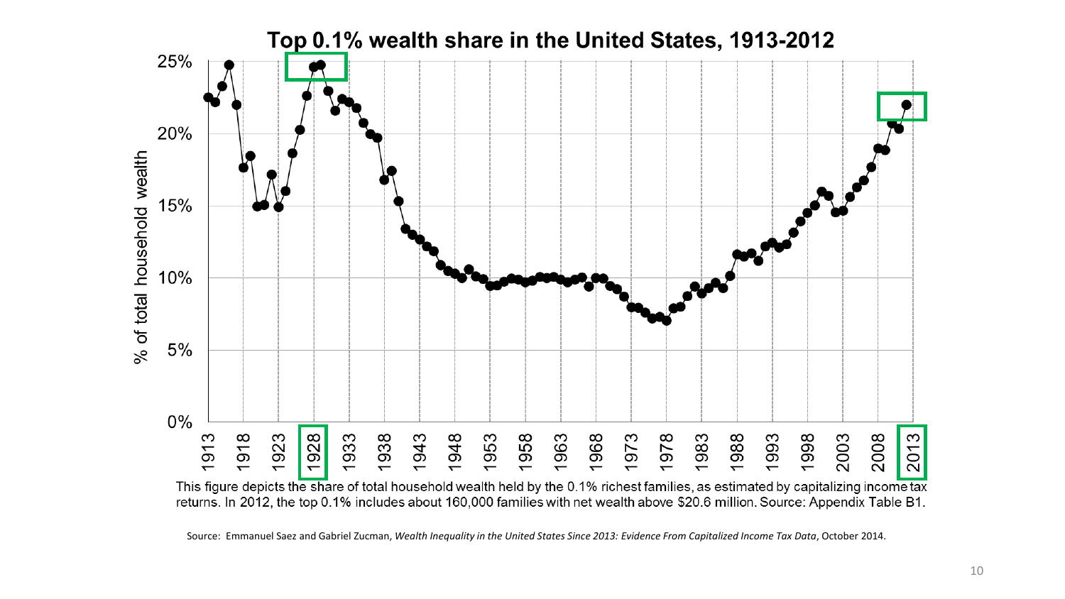# Top 0.1% wealth share in the United States, 1913-2012

% of total household wealth

25%
20%
15%
10%
5%
0%

1913 1918 1923 1928 1933 1938 1943 1948 1953 1958 1963 1968 1973 1978 1983 1988 1993 1998 2003 2008 2013

This figure depicts the share of total household wealth held by the 0.1% richest families, as estimated by capitalizing income tax returns. In 2012, the top 0.1% includes about 160,000 families with net wealth above $20.6 million. Source: Appendix Table B1.

Source: Emmanuel Saez and Gabriel Zucman, *Wealth Inequality in the United States Since 2013: Evidence From Capitalized Income Tax Data*, October 2014.